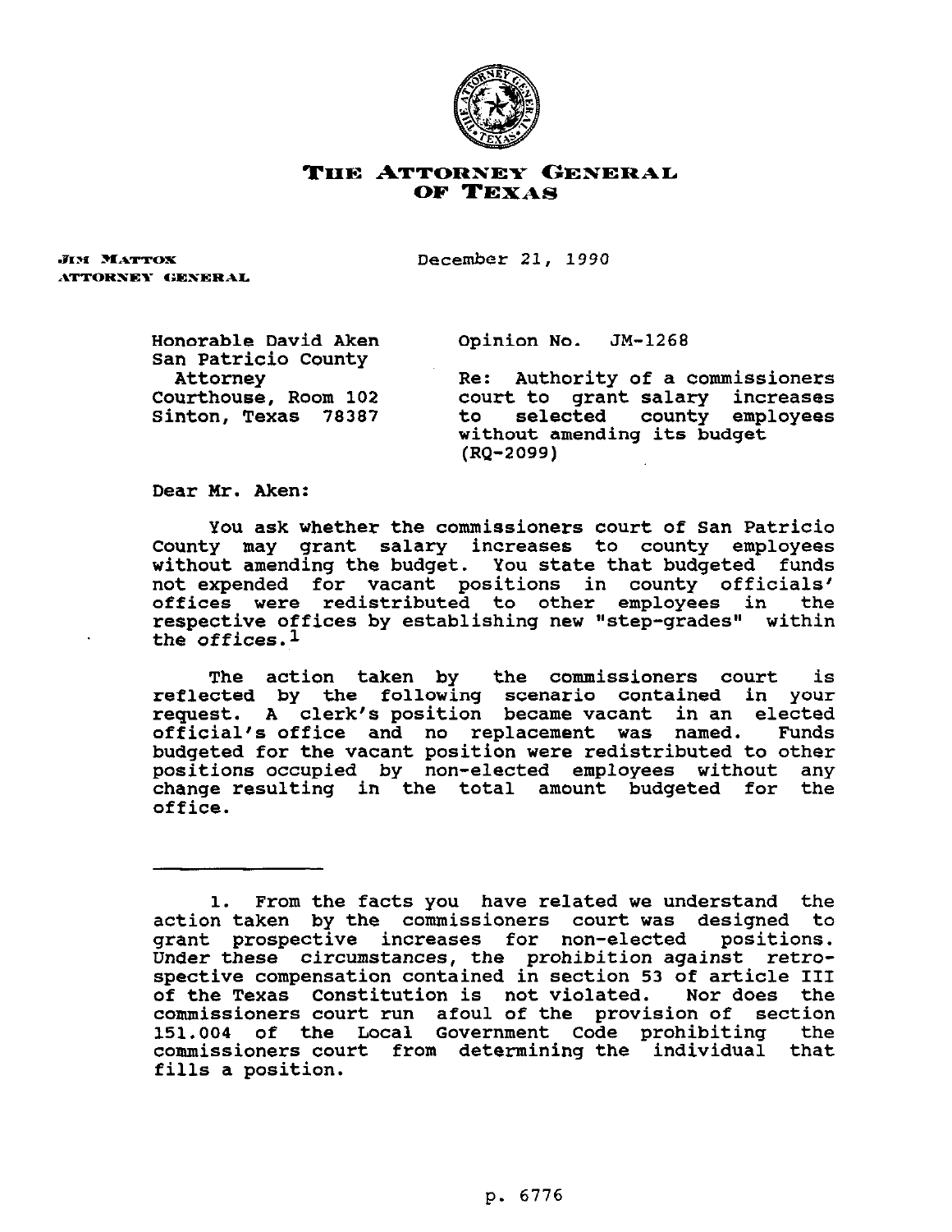# THE ATTORNEY GENERAL OF TEXAS

JIM MATTOX
ATTORNEY GENERAL

December 21, 1990

Honorable David Aken
San Patricio County
Attorney
Courthouse, Room 102
Sinton, Texas 78387

Opinion No. JM-1268

Re: Authority of a commissioners court to grant salary increases to selected county employees without amending its budget (RQ-2099)

Dear Mr. Aken:

You ask whether the commissioners court of San Patricio County may grant salary increases to county employees without amending the budget. You state that budgeted funds not expended for vacant positions in county officials' offices were redistributed to other employees in the respective offices by establishing new "step-grades" within the offices.[1]

The action taken by the commissioners court is reflected by the following scenario contained in your request. A clerk's position became vacant in an elected official's office and no replacement was named. Funds budgeted for the vacant position were redistributed to other positions occupied by non-elected employees without any change resulting in the total amount budgeted for the office.

---

1. From the facts you have related we understand the action taken by the commissioners court was designed to grant prospective increases for non-elected positions. Under these circumstances, the prohibition against retrospective compensation contained in section 53 of article III of the Texas Constitution is not violated. Nor does the commissioners court run afoul of the provision of section 151.004 of the Local Government Code prohibiting the commissioners court from determining the individual that fills a position.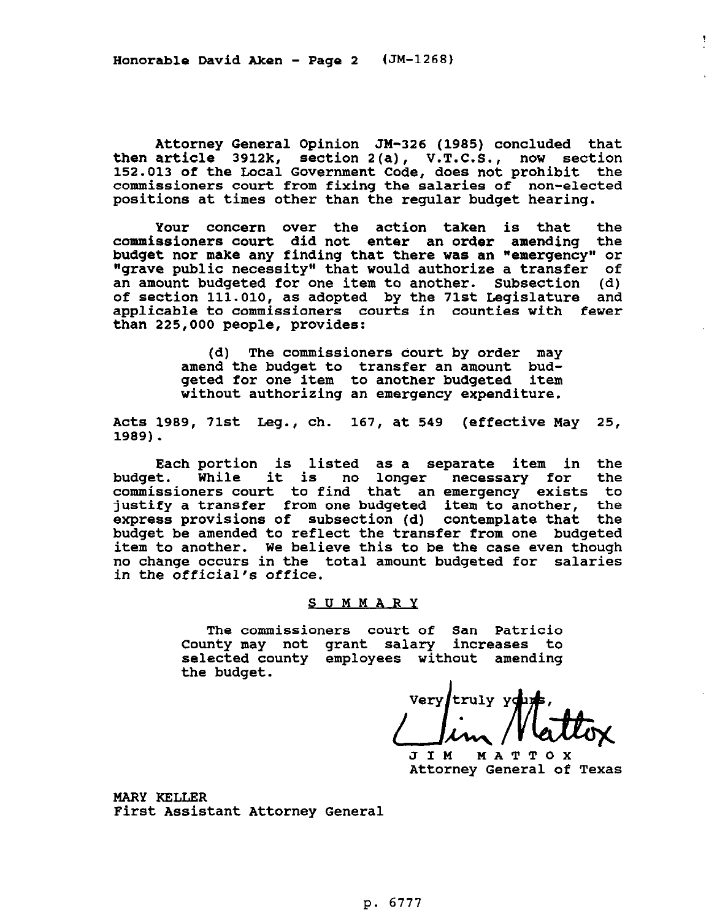Attorney General Opinion JM-326 (1985) concluded that then article 3912k, section 2(a), V.T.C.S., now section 152.013 of the Local Government Code, does not prohibit the commissioners court from fixing the salaries of non-elected positions at times other than the regular budget hearing.

Your concern over the action taken is that the commissioners court did not enter an order amending the budget nor make any finding that there was an "emergency" or "grave public necessity" that would authorize a transfer of an amount budgeted for one item to another. Subsection (d) of section 111.010, as adopted by the 71st Legislature and applicable to commissioners courts in counties with fewer than 225,000 people, provides:

> (d) The commissioners court by order may amend the budget to transfer an amount budgeted for one item to another budgeted item without authorizing an emergency expenditure.

Acts 1989, 71st Leg., ch. 167, at 549 (effective May 25, 1989).

Each portion is listed as a separate item in the budget. While it is no longer necessary for the commissioners court to find that an emergency exists to justify a transfer from one budgeted item to another, the express provisions of subsection (d) contemplate that the budget be amended to reflect the transfer from one budgeted item to another. We believe this to be the case even though no change occurs in the total amount budgeted for salaries in the official's office.

## SUMMARY

> The commissioners court of San Patricio County may not grant salary increases to selected county employees without amending the budget.

Very truly yours,

Jim Mattox

JIM MATTOX
Attorney General of Texas

MARY KELLER
First Assistant Attorney General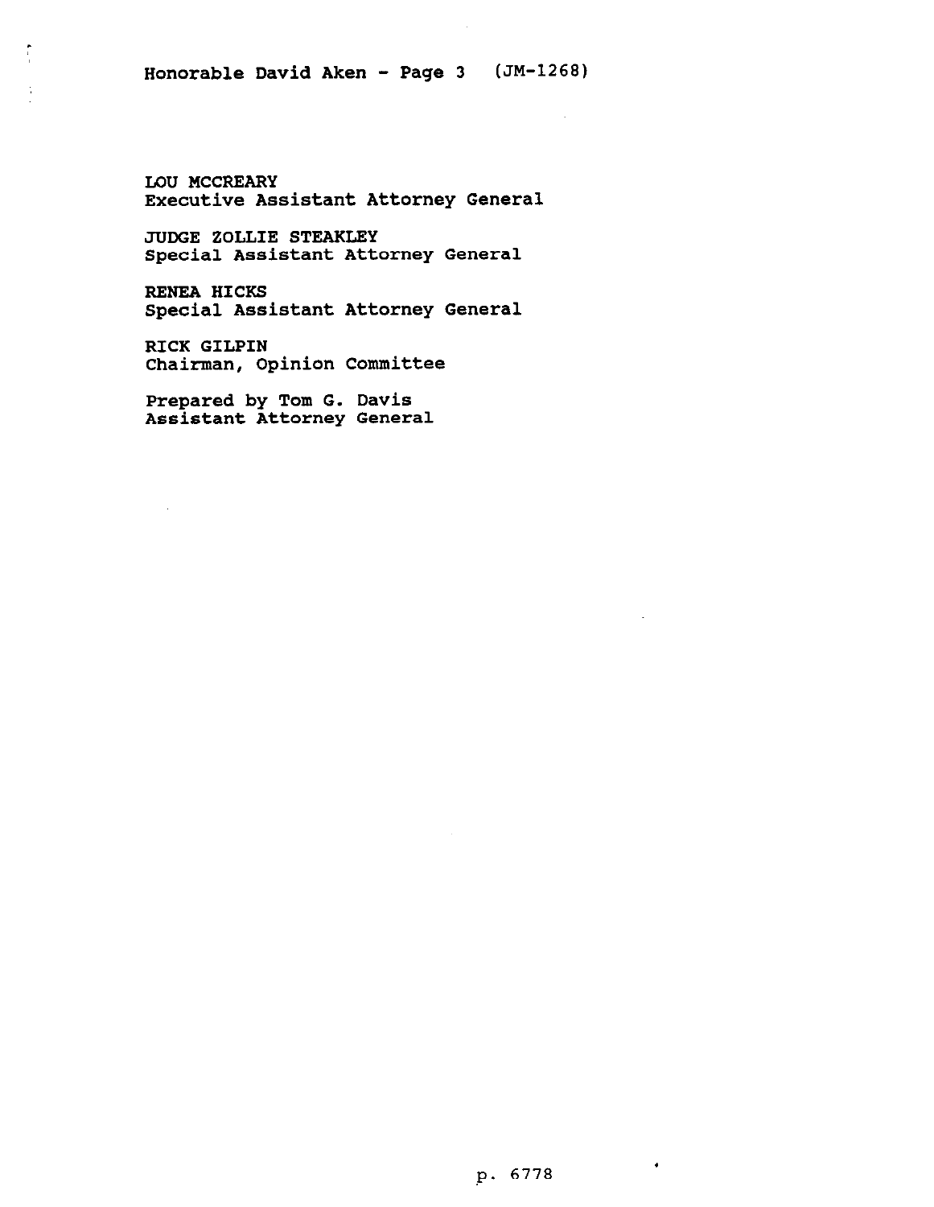LOU MCCREARY
Executive Assistant Attorney General

JUDGE ZOLLIE STEAKLEY
Special Assistant Attorney General

RENEA HICKS
Special Assistant Attorney General

RICK GILPIN
Chairman, Opinion Committee

Prepared by Tom G. Davis
Assistant Attorney General